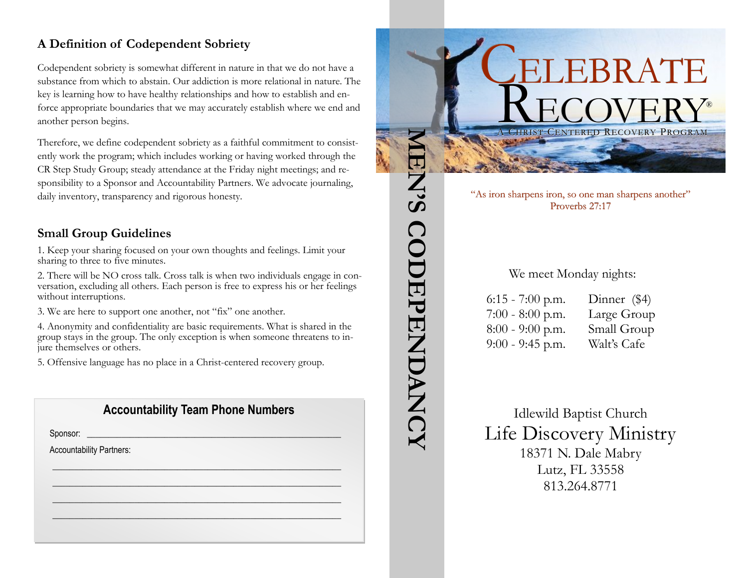## A Definition of Codependent Sobriety

Codependent sobriety is somewhat different in nature in that we do not have a substance from which to abstain. Our addiction is more relational in nature. The key is learning how to have healthy relationships and how to establish and enforce appropriate boundaries that we may accurately establish where we end and another person begins.

Therefore, we define codependent sobriety as a faithful commitment to consistently work the program; which includes working or having worked through the CR Step Study Group; steady attendance at the Friday night meetings; and responsibility to a Sponsor and Accountability Partners. We advocate journaling, daily inventory, transparency and rigorous honesty.

## Small Group Guidelines

1. Keep your sharing focused on your own thoughts and feelings. Limit your sharing to three to five minutes.

2. There will be NO cross talk. Cross talk is when two individuals engage in conversation, excluding all others. Each person is free to express his or her feelings without interruptions.

3. We are here to support one another, not "fix" one another.

4. Anonymity and confidentiality are basic requirements. What is shared in the group stays in the group. The only exception is when someone threatens to injure themselves or others.

5. Offensive language has no place in a Christ-centered recovery group.

### Accountability Team Phone Numbers

Sponsor: ____________________________________________

Accountability Partners:

____________________________________________

____________________________________________

____________________________________________

____________________________________________

MEN'S CODEPENDANCY

# CELEBRATE RECOVERY®

A CHRIST-CENTERED RECOVERY PROGRAM

"As iron sharpens iron, so one man sharpens another"
Proverbs 27:17

We meet Monday nights:

| | |
|---|---|
| 6:15 - 7:00 p.m. | Dinner ($4) |
| 7:00 - 8:00 p.m. | Large Group |
| 8:00 - 9:00 p.m. | Small Group |
| 9:00 - 9:45 p.m. | Walt's Cafe |

Idlewild Baptist Church
Life Discovery Ministry
18371 N. Dale Mabry
Lutz, FL 33558
813.264.8771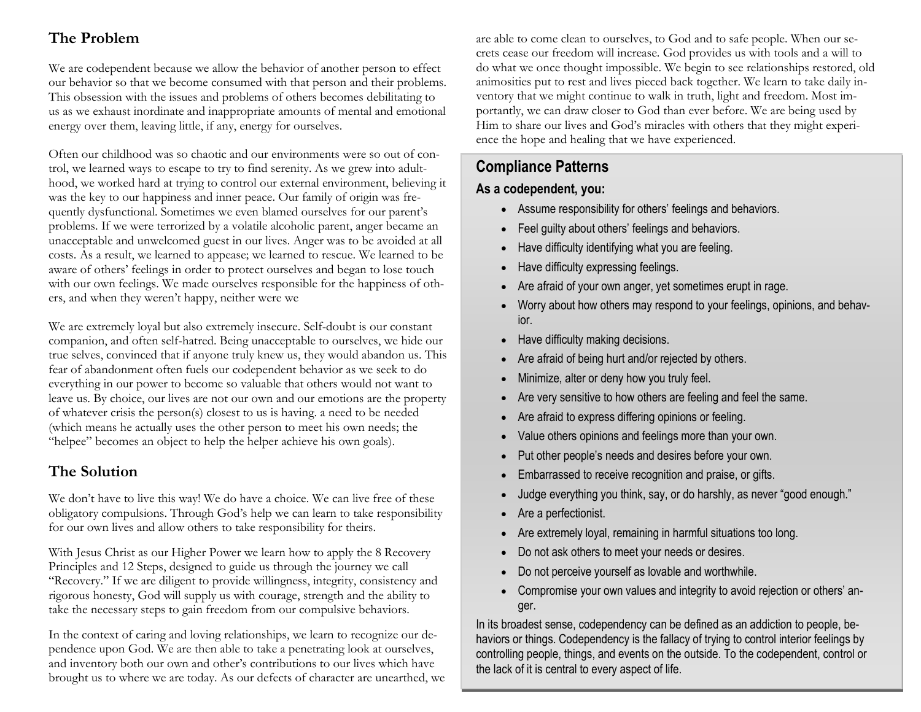## The Problem

We are codependent because we allow the behavior of another person to effect our behavior so that we become consumed with that person and their problems. This obsession with the issues and problems of others becomes debilitating to us as we exhaust inordinate and inappropriate amounts of mental and emotional energy over them, leaving little, if any, energy for ourselves.

Often our childhood was so chaotic and our environments were so out of control, we learned ways to escape to try to find serenity. As we grew into adulthood, we worked hard at trying to control our external environment, believing it was the key to our happiness and inner peace. Our family of origin was frequently dysfunctional. Sometimes we even blamed ourselves for our parent's problems. If we were terrorized by a volatile alcoholic parent, anger became an unacceptable and unwelcomed guest in our lives. Anger was to be avoided at all costs. As a result, we learned to appease; we learned to rescue. We learned to be aware of others' feelings in order to protect ourselves and began to lose touch with our own feelings. We made ourselves responsible for the happiness of others, and when they weren't happy, neither were we

We are extremely loyal but also extremely insecure. Self-doubt is our constant companion, and often self-hatred. Being unacceptable to ourselves, we hide our true selves, convinced that if anyone truly knew us, they would abandon us. This fear of abandonment often fuels our codependent behavior as we seek to do everything in our power to become so valuable that others would not want to leave us. By choice, our lives are not our own and our emotions are the property of whatever crisis the person(s) closest to us is having. a need to be needed (which means he actually uses the other person to meet his own needs; the "helpee" becomes an object to help the helper achieve his own goals).

## The Solution

We don't have to live this way! We do have a choice. We can live free of these obligatory compulsions. Through God's help we can learn to take responsibility for our own lives and allow others to take responsibility for theirs.

With Jesus Christ as our Higher Power we learn how to apply the 8 Recovery Principles and 12 Steps, designed to guide us through the journey we call "Recovery." If we are diligent to provide willingness, integrity, consistency and rigorous honesty, God will supply us with courage, strength and the ability to take the necessary steps to gain freedom from our compulsive behaviors.

In the context of caring and loving relationships, we learn to recognize our dependence upon God. We are then able to take a penetrating look at ourselves, and inventory both our own and other's contributions to our lives which have brought us to where we are today. As our defects of character are unearthed, we are able to come clean to ourselves, to God and to safe people. When our secrets cease our freedom will increase. God provides us with tools and a will to do what we once thought impossible. We begin to see relationships restored, old animosities put to rest and lives pieced back together. We learn to take daily inventory that we might continue to walk in truth, light and freedom. Most importantly, we can draw closer to God than ever before. We are being used by Him to share our lives and God's miracles with others that they might experience the hope and healing that we have experienced.

## Compliance Patterns

**As a codependent, you:**

- Assume responsibility for others' feelings and behaviors.
- Feel guilty about others' feelings and behaviors.
- Have difficulty identifying what you are feeling.
- Have difficulty expressing feelings.
- Are afraid of your own anger, yet sometimes erupt in rage.
- Worry about how others may respond to your feelings, opinions, and behavior.
- Have difficulty making decisions.
- Are afraid of being hurt and/or rejected by others.
- Minimize, alter or deny how you truly feel.
- Are very sensitive to how others are feeling and feel the same.
- Are afraid to express differing opinions or feeling.
- Value others opinions and feelings more than your own.
- Put other people's needs and desires before your own.
- Embarrassed to receive recognition and praise, or gifts.
- Judge everything you think, say, or do harshly, as never "good enough."
- Are a perfectionist.
- Are extremely loyal, remaining in harmful situations too long.
- Do not ask others to meet your needs or desires.
- Do not perceive yourself as lovable and worthwhile.
- Compromise your own values and integrity to avoid rejection or others' anger.

In its broadest sense, codependency can be defined as an addiction to people, behaviors or things. Codependency is the fallacy of trying to control interior feelings by controlling people, things, and events on the outside. To the codependent, control or the lack of it is central to every aspect of life.